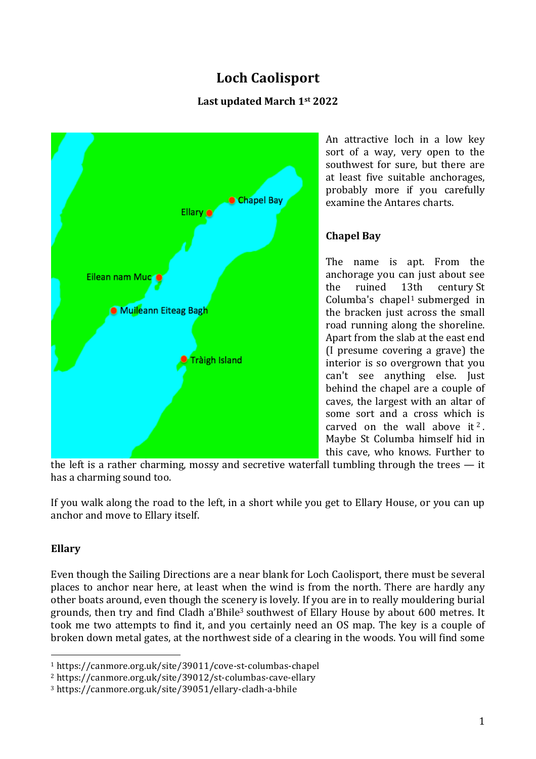# Loch Caolisport

**Last updated March 1st 2022**

An attractive loch in a low key sort of a way, very open to the southwest for sure, but there are at least five suitable anchorages, probably more if you carefully examine the Antares charts.

## Chapel Bay

The name is apt. From the anchorage you can just about see the ruined 13th century St Columba's chapel[1] submerged in the bracken just across the small road running along the shoreline. Apart from the slab at the east end (I presume covering a grave) the interior is so overgrown that you can't see anything else. Just behind the chapel are a couple of caves, the largest with an altar of some sort and a cross which is carved on the wall above it[2]. Maybe St Columba himself hid in this cave, who knows. Further to the left is a rather charming, mossy and secretive waterfall tumbling through the trees — it has a charming sound too.

If you walk along the road to the left, in a short while you get to Ellary House, or you can up anchor and move to Ellary itself.

## Ellary

Even though the Sailing Directions are a near blank for Loch Caolisport, there must be several places to anchor near here, at least when the wind is from the north. There are hardly any other boats around, even though the scenery is lovely. If you are in to really mouldering burial grounds, then try and find Cladh a'Bhile[3] southwest of Ellary House by about 600 metres. It took me two attempts to find it, and you certainly need an OS map. The key is a couple of broken down metal gates, at the northwest side of a clearing in the woods. You will find some

---

[1] https://canmore.org.uk/site/39011/cove-st-columbas-chapel

[2] https://canmore.org.uk/site/39012/st-columbas-cave-ellary

[3] https://canmore.org.uk/site/39051/ellary-cladh-a-bhile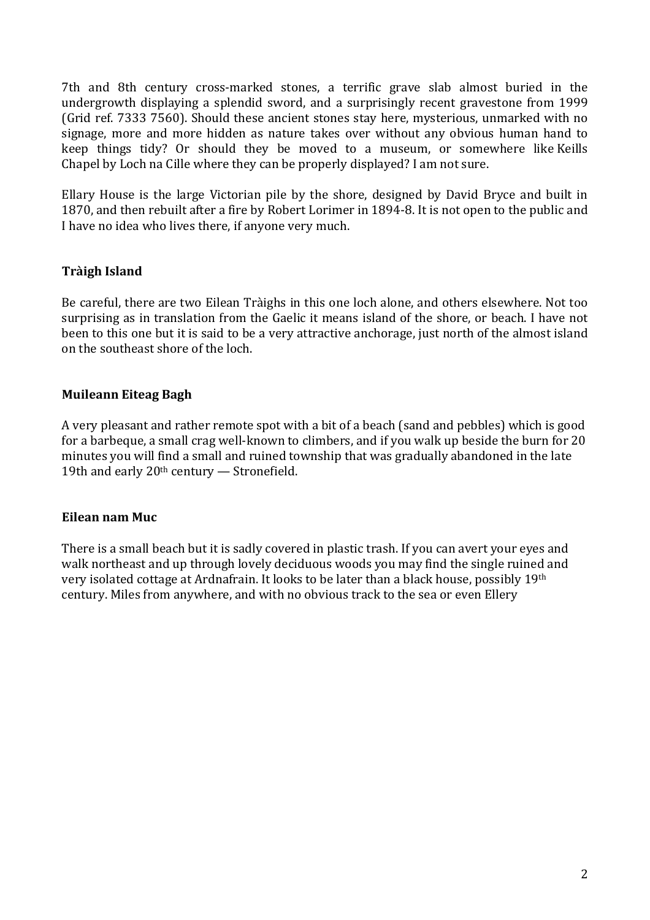7th and 8th century cross-marked stones, a terrific grave slab almost buried in the undergrowth displaying a splendid sword, and a surprisingly recent gravestone from 1999 (Grid ref. 7333 7560). Should these ancient stones stay here, mysterious, unmarked with no signage, more and more hidden as nature takes over without any obvious human hand to keep things tidy? Or should they be moved to a museum, or somewhere like Keills Chapel by Loch na Cille where they can be properly displayed? I am not sure.

Ellary House is the large Victorian pile by the shore, designed by David Bryce and built in 1870, and then rebuilt after a fire by Robert Lorimer in 1894-8. It is not open to the public and I have no idea who lives there, if anyone very much.

**Tràigh Island**

Be careful, there are two Eilean Tràighs in this one loch alone, and others elsewhere. Not too surprising as in translation from the Gaelic it means island of the shore, or beach. I have not been to this one but it is said to be a very attractive anchorage, just north of the almost island on the southeast shore of the loch.

**Muileann Eiteag Bagh**

A very pleasant and rather remote spot with a bit of a beach (sand and pebbles) which is good for a barbeque, a small crag well-known to climbers, and if you walk up beside the burn for 20 minutes you will find a small and ruined township that was gradually abandoned in the late 19th and early 20th century — Stronefield.

**Eilean nam Muc**

There is a small beach but it is sadly covered in plastic trash. If you can avert your eyes and walk northeast and up through lovely deciduous woods you may find the single ruined and very isolated cottage at Ardnafrain. It looks to be later than a black house, possibly 19th century. Miles from anywhere, and with no obvious track to the sea or even Ellery